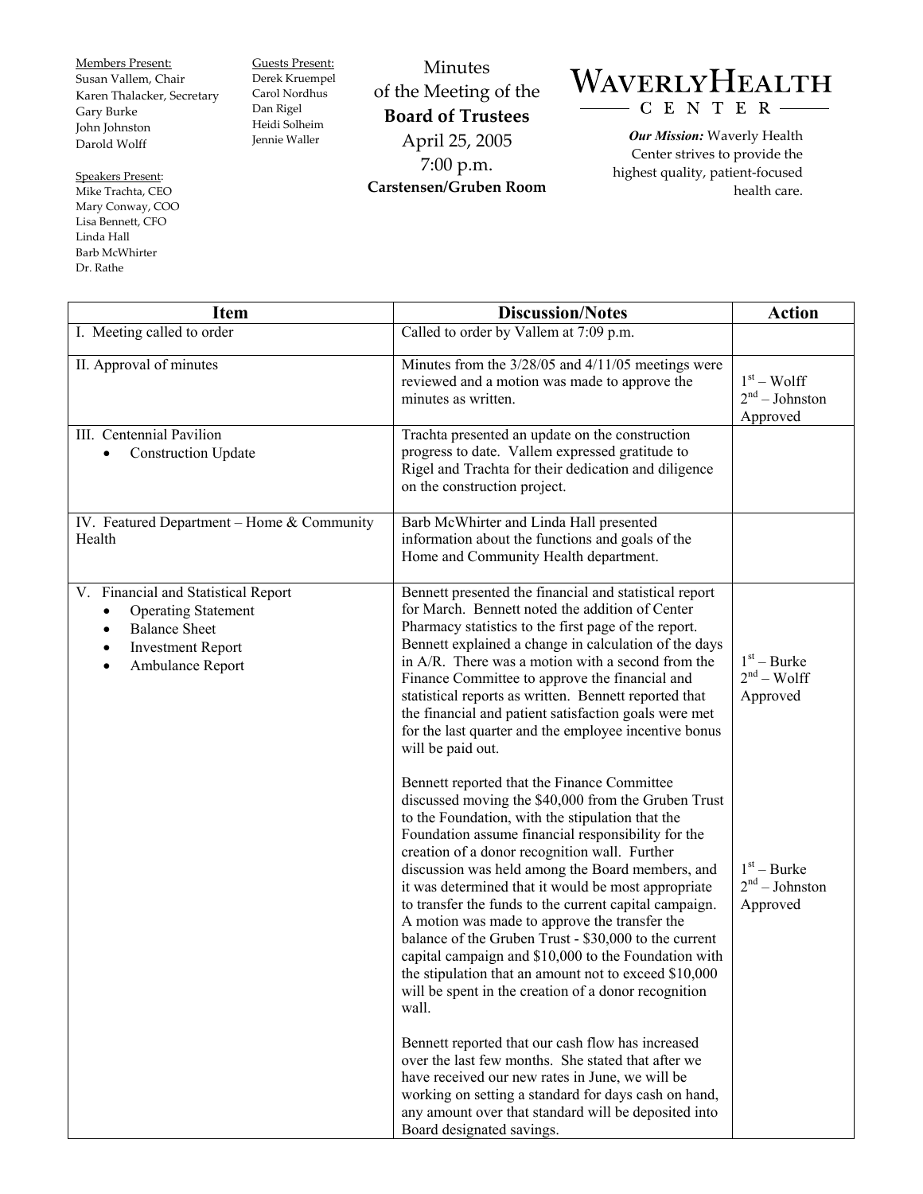Members Present:
Susan Vallem, Chair
Karen Thalacker, Secretary
Gary Burke
John Johnston
Darold Wolff

Speakers Present:
Mike Trachta, CEO
Mary Conway, COO
Lisa Bennett, CFO
Linda Hall
Barb McWhirter
Dr. Rathe

Guests Present:
Derek Kruempel
Carol Nordhus
Dan Rigel
Heidi Solheim
Jennie Waller

# Minutes of the Meeting of the **Board of Trustees**

April 25, 2005
7:00 p.m.
**Carstensen/Gruben Room**

**WAVERLY HEALTH CENTER**

***Our Mission:*** Waverly Health Center strives to provide the highest quality, patient-focused health care.

| Item | Discussion/Notes | Action |
|---|---|---|
| I. Meeting called to order | Called to order by Vallem at 7:09 p.m. | |
| II. Approval of minutes | Minutes from the 3/28/05 and 4/11/05 meetings were reviewed and a motion was made to approve the minutes as written. | 1st – Wolff<br>2nd – Johnston<br>Approved |
| III. Centennial Pavilion<br>• Construction Update | Trachta presented an update on the construction progress to date. Vallem expressed gratitude to Rigel and Trachta for their dedication and diligence on the construction project. | |
| IV. Featured Department – Home & Community Health | Barb McWhirter and Linda Hall presented information about the functions and goals of the Home and Community Health department. | |
| V. Financial and Statistical Report<br>• Operating Statement<br>• Balance Sheet<br>• Investment Report<br>• Ambulance Report | Bennett presented the financial and statistical report for March. Bennett noted the addition of Center Pharmacy statistics to the first page of the report. Bennett explained a change in calculation of the days in A/R. There was a motion with a second from the Finance Committee to approve the financial and statistical reports as written. Bennett reported that the financial and patient satisfaction goals were met for the last quarter and the employee incentive bonus will be paid out. | 1st – Burke<br>2nd – Wolff<br>Approved |
| | Bennett reported that the Finance Committee discussed moving the $40,000 from the Gruben Trust to the Foundation, with the stipulation that the Foundation assume financial responsibility for the creation of a donor recognition wall. Further discussion was held among the Board members, and it was determined that it would be most appropriate to transfer the funds to the current capital campaign. A motion was made to approve the transfer the balance of the Gruben Trust - $30,000 to the current capital campaign and $10,000 to the Foundation with the stipulation that an amount not to exceed $10,000 will be spent in the creation of a donor recognition wall. | 1st – Burke<br>2nd – Johnston<br>Approved |
| | Bennett reported that our cash flow has increased over the last few months. She stated that after we have received our new rates in June, we will be working on setting a standard for days cash on hand, any amount over that standard will be deposited into Board designated savings. | |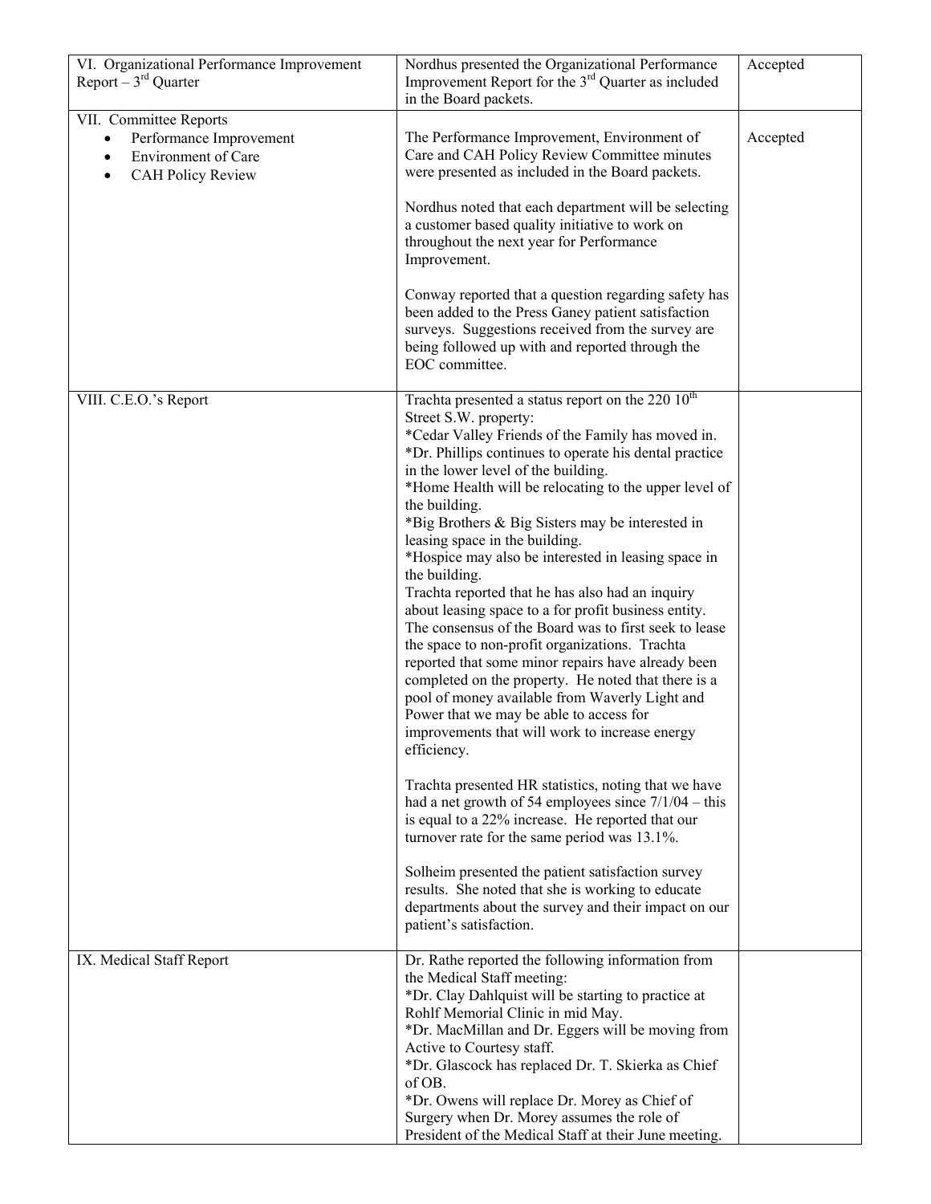| | | |
|---|---|---|
| VI. Organizational Performance Improvement Report – 3rd Quarter | Nordhus presented the Organizational Performance Improvement Report for the 3rd Quarter as included in the Board packets. | Accepted |
| VII. Committee Reports<br>• Performance Improvement<br>• Environment of Care<br>• CAH Policy Review | The Performance Improvement, Environment of Care and CAH Policy Review Committee minutes were presented as included in the Board packets.<br><br>Nordhus noted that each department will be selecting a customer based quality initiative to work on throughout the next year for Performance Improvement.<br><br>Conway reported that a question regarding safety has been added to the Press Ganey patient satisfaction surveys. Suggestions received from the survey are being followed up with and reported through the EOC committee. | Accepted |
| VIII. C.E.O.'s Report | Trachta presented a status report on the 220 10th Street S.W. property:<br>*Cedar Valley Friends of the Family has moved in.<br>*Dr. Phillips continues to operate his dental practice in the lower level of the building.<br>*Home Health will be relocating to the upper level of the building.<br>*Big Brothers & Big Sisters may be interested in leasing space in the building.<br>*Hospice may also be interested in leasing space in the building.<br>Trachta reported that he has also had an inquiry about leasing space to a for profit business entity. The consensus of the Board was to first seek to lease the space to non-profit organizations. Trachta reported that some minor repairs have already been completed on the property. He noted that there is a pool of money available from Waverly Light and Power that we may be able to access for improvements that will work to increase energy efficiency.<br><br>Trachta presented HR statistics, noting that we have had a net growth of 54 employees since 7/1/04 – this is equal to a 22% increase. He reported that our turnover rate for the same period was 13.1%.<br><br>Solheim presented the patient satisfaction survey results. She noted that she is working to educate departments about the survey and their impact on our patient's satisfaction. | |
| IX. Medical Staff Report | Dr. Rathe reported the following information from the Medical Staff meeting:<br>*Dr. Clay Dahlquist will be starting to practice at Rohlf Memorial Clinic in mid May.<br>*Dr. MacMillan and Dr. Eggers will be moving from Active to Courtesy staff.<br>*Dr. Glascock has replaced Dr. T. Skierka as Chief of OB.<br>*Dr. Owens will replace Dr. Morey as Chief of Surgery when Dr. Morey assumes the role of President of the Medical Staff at their June meeting. | |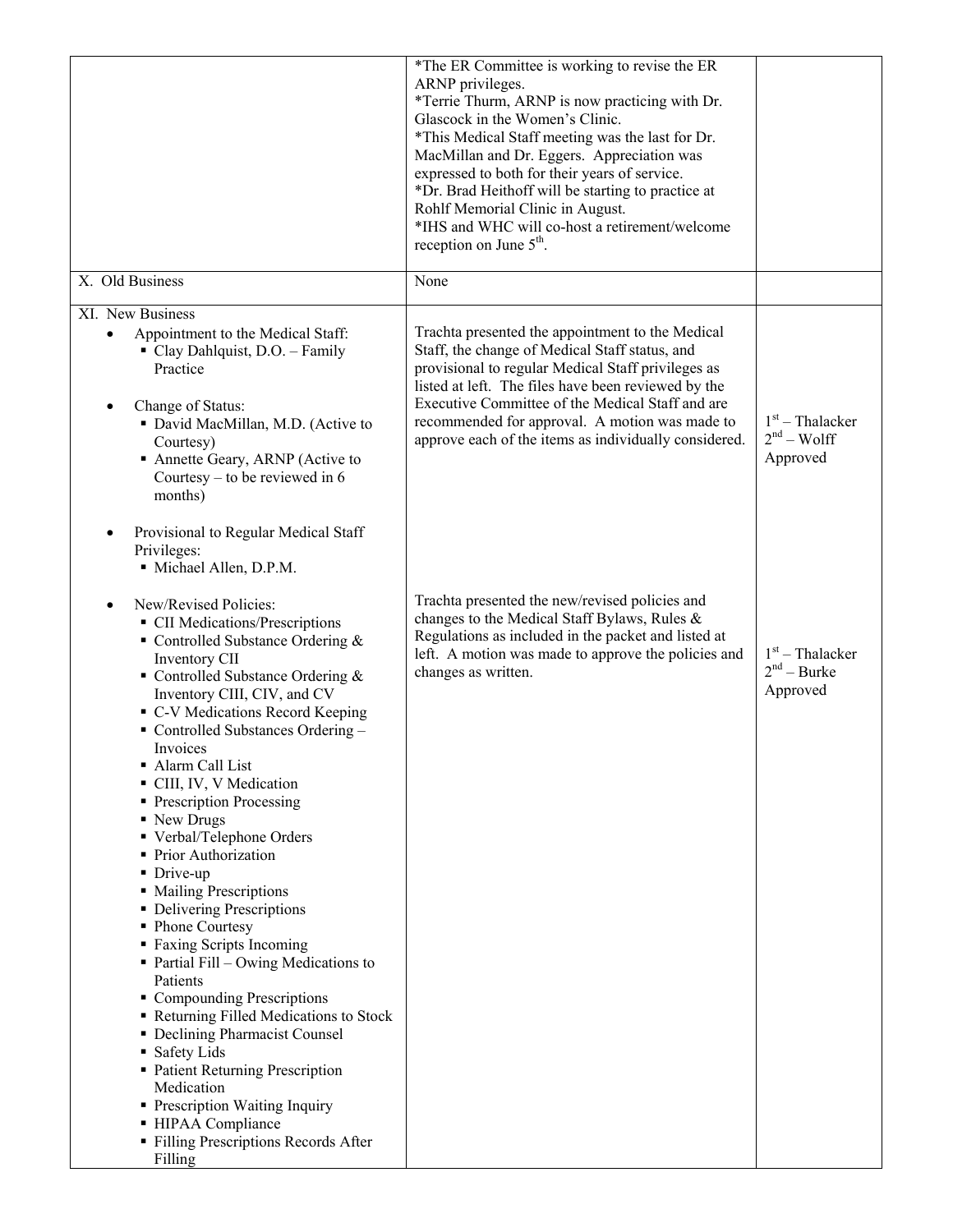| | | |
|---|---|---|
| | *The ER Committee is working to revise the ER ARNP privileges.<br>*Terrie Thurm, ARNP is now practicing with Dr. Glascock in the Women's Clinic.<br>*This Medical Staff meeting was the last for Dr. MacMillan and Dr. Eggers. Appreciation was expressed to both for their years of service.<br>*Dr. Brad Heithoff will be starting to practice at Rohlf Memorial Clinic in August.<br>*IHS and WHC will co-host a retirement/welcome reception on June 5th. | |
| X. Old Business | None | |
| XI. New Business<br>• Appointment to the Medical Staff:<br>&nbsp;&nbsp;▪ Clay Dahlquist, D.O. – Family Practice<br><br>• Change of Status:<br>&nbsp;&nbsp;▪ David MacMillan, M.D. (Active to Courtesy)<br>&nbsp;&nbsp;▪ Annette Geary, ARNP (Active to Courtesy – to be reviewed in 6 months)<br><br>• Provisional to Regular Medical Staff Privileges:<br>&nbsp;&nbsp;▪ Michael Allen, D.P.M. | Trachta presented the appointment to the Medical Staff, the change of Medical Staff status, and provisional to regular Medical Staff privileges as listed at left. The files have been reviewed by the Executive Committee of the Medical Staff and are recommended for approval. A motion was made to approve each of the items as individually considered. | 1st – Thalacker<br>2nd – Wolff<br>Approved |
| • New/Revised Policies:<br>&nbsp;&nbsp;▪ CII Medications/Prescriptions<br>&nbsp;&nbsp;▪ Controlled Substance Ordering & Inventory CII<br>&nbsp;&nbsp;▪ Controlled Substance Ordering & Inventory CIII, CIV, and CV<br>&nbsp;&nbsp;▪ C-V Medications Record Keeping<br>&nbsp;&nbsp;▪ Controlled Substances Ordering – Invoices<br>&nbsp;&nbsp;▪ Alarm Call List<br>&nbsp;&nbsp;▪ CIII, IV, V Medication<br>&nbsp;&nbsp;▪ Prescription Processing<br>&nbsp;&nbsp;▪ New Drugs<br>&nbsp;&nbsp;▪ Verbal/Telephone Orders<br>&nbsp;&nbsp;▪ Prior Authorization<br>&nbsp;&nbsp;▪ Drive-up<br>&nbsp;&nbsp;▪ Mailing Prescriptions<br>&nbsp;&nbsp;▪ Delivering Prescriptions<br>&nbsp;&nbsp;▪ Phone Courtesy<br>&nbsp;&nbsp;▪ Faxing Scripts Incoming<br>&nbsp;&nbsp;▪ Partial Fill – Owing Medications to Patients<br>&nbsp;&nbsp;▪ Compounding Prescriptions<br>&nbsp;&nbsp;▪ Returning Filled Medications to Stock<br>&nbsp;&nbsp;▪ Declining Pharmacist Counsel<br>&nbsp;&nbsp;▪ Safety Lids<br>&nbsp;&nbsp;▪ Patient Returning Prescription Medication<br>&nbsp;&nbsp;▪ Prescription Waiting Inquiry<br>&nbsp;&nbsp;▪ HIPAA Compliance<br>&nbsp;&nbsp;▪ Filling Prescriptions Records After Filling | Trachta presented the new/revised policies and changes to the Medical Staff Bylaws, Rules & Regulations as included in the packet and listed at left. A motion was made to approve the policies and changes as written. | 1st – Thalacker<br>2nd – Burke<br>Approved |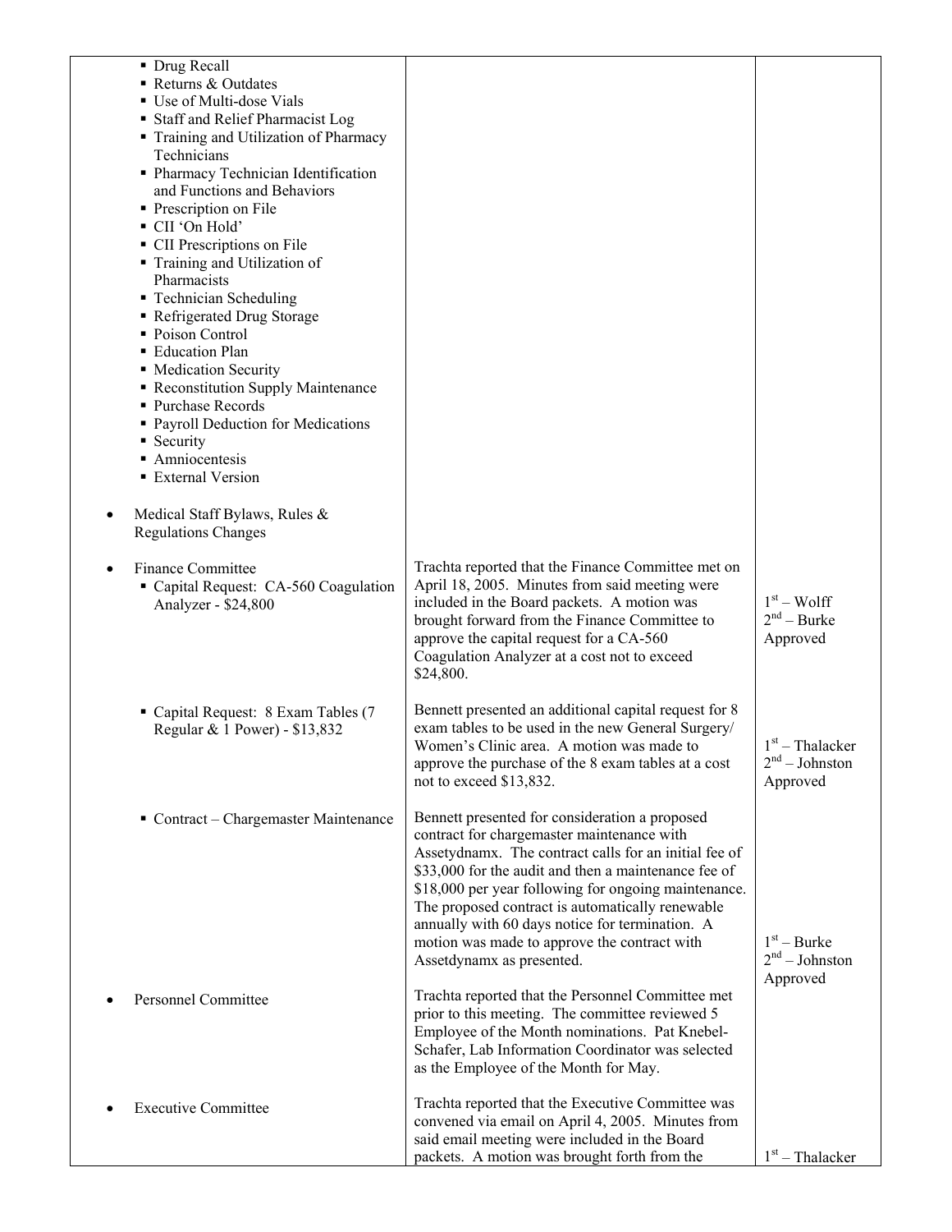| | | |
|---|---|---|
| ▪ Drug Recall<br>▪ Returns & Outdates<br>▪ Use of Multi-dose Vials<br>▪ Staff and Relief Pharmacist Log<br>▪ Training and Utilization of Pharmacy Technicians<br>▪ Pharmacy Technician Identification and Functions and Behaviors<br>▪ Prescription on File<br>▪ CII 'On Hold'<br>▪ CII Prescriptions on File<br>▪ Training and Utilization of Pharmacists<br>▪ Technician Scheduling<br>▪ Refrigerated Drug Storage<br>▪ Poison Control<br>▪ Education Plan<br>▪ Medication Security<br>▪ Reconstitution Supply Maintenance<br>▪ Purchase Records<br>▪ Payroll Deduction for Medications<br>▪ Security<br>▪ Amniocentesis<br>▪ External Version | | |
| • Medical Staff Bylaws, Rules & Regulations Changes | | |
| • Finance Committee<br>▪ Capital Request: CA-560 Coagulation Analyzer - $24,800 | Trachta reported that the Finance Committee met on April 18, 2005. Minutes from said meeting were included in the Board packets. A motion was brought forward from the Finance Committee to approve the capital request for a CA-560 Coagulation Analyzer at a cost not to exceed $24,800. | 1st – Wolff<br>2nd – Burke<br>Approved |
| ▪ Capital Request: 8 Exam Tables (7 Regular & 1 Power) - $13,832 | Bennett presented an additional capital request for 8 exam tables to be used in the new General Surgery/ Women's Clinic area. A motion was made to approve the purchase of the 8 exam tables at a cost not to exceed $13,832. | 1st – Thalacker<br>2nd – Johnston<br>Approved |
| ▪ Contract – Chargemaster Maintenance | Bennett presented for consideration a proposed contract for chargemaster maintenance with Assetydnamx. The contract calls for an initial fee of $33,000 for the audit and then a maintenance fee of $18,000 per year following for ongoing maintenance. The proposed contract is automatically renewable annually with 60 days notice for termination. A motion was made to approve the contract with Assetdynamx as presented. | 1st – Burke<br>2nd – Johnston<br>Approved |
| • Personnel Committee | Trachta reported that the Personnel Committee met prior to this meeting. The committee reviewed 5 Employee of the Month nominations. Pat Knebel-Schafer, Lab Information Coordinator was selected as the Employee of the Month for May. | |
| • Executive Committee | Trachta reported that the Executive Committee was convened via email on April 4, 2005. Minutes from said email meeting were included in the Board packets. A motion was brought forth from the | 1st – Thalacker |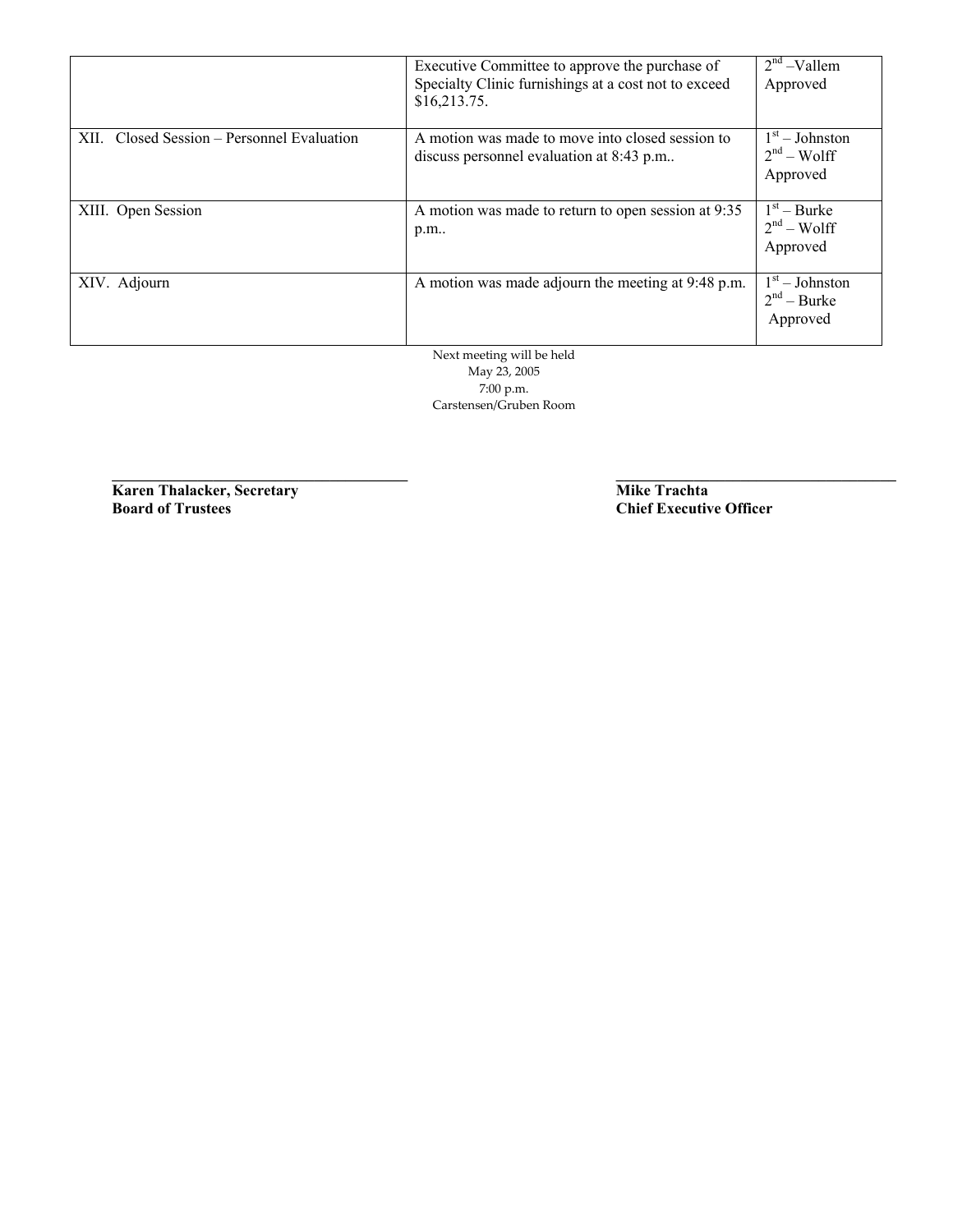| | | |
|---|---|---|
| | Executive Committee to approve the purchase of Specialty Clinic furnishings at a cost not to exceed $16,213.75. | 2nd –Vallem<br>Approved |
| XII. Closed Session – Personnel Evaluation | A motion was made to move into closed session to discuss personnel evaluation at 8:43 p.m.. | 1st – Johnston<br>2nd – Wolff<br>Approved |
| XIII. Open Session | A motion was made to return to open session at 9:35 p.m.. | 1st – Burke<br>2nd – Wolff<br>Approved |
| XIV. Adjourn | A motion was made adjourn the meeting at 9:48 p.m. | 1st – Johnston<br>2nd – Burke<br>Approved |

Next meeting will be held
May 23, 2005
7:00 p.m.
Carstensen/Gruben Room

______________________________
**Karen Thalacker, Secretary**
**Board of Trustees**

______________________________
**Mike Trachta**
**Chief Executive Officer**